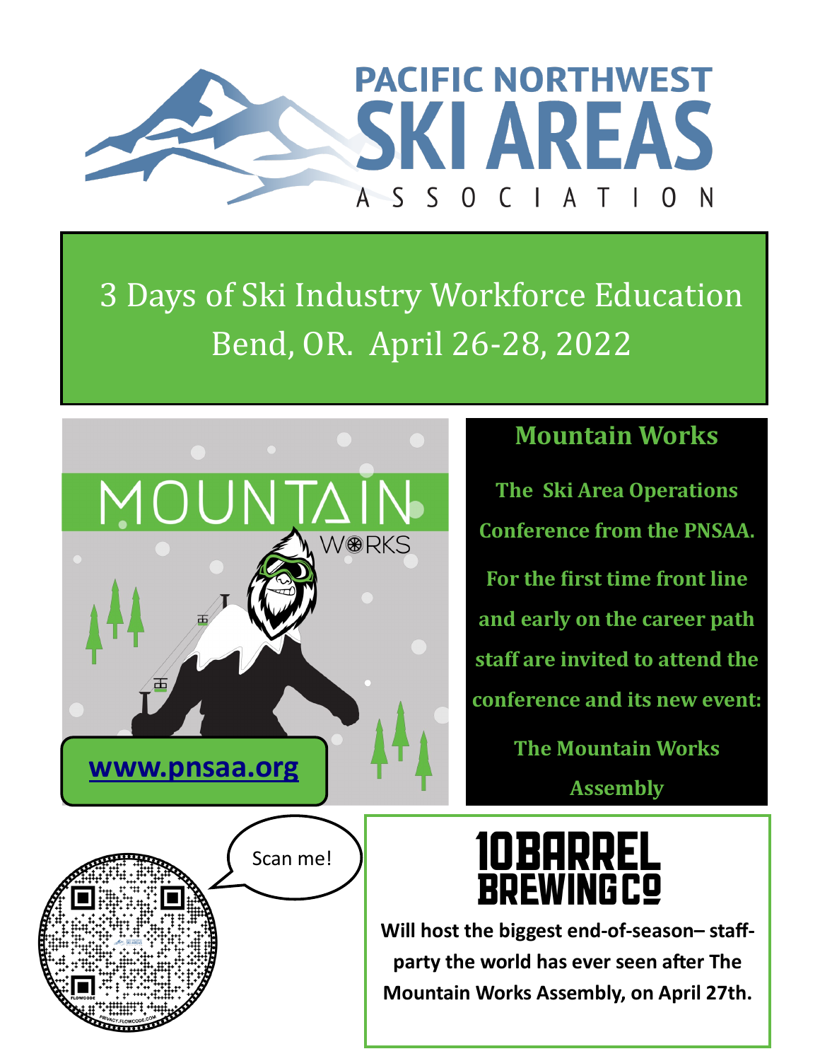# PACIFIC NORTHWEST SKI AREAS ASSOCIATION

## 3 Days of Ski Industry Workforce Education
## Bend, OR. April 26-28, 2022

MOUNTAIN WORKS

www.pnsaa.org

### Mountain Works

**The Ski Area Operations Conference from the PNSAA.**

**For the first time front line and early on the career path staff are invited to attend the conference and its new event:**

**The Mountain Works Assembly**

Scan me!

## 10 BARREL BREWING CO

**Will host the biggest end-of-season– staff-party the world has ever seen after The Mountain Works Assembly, on April 27th.**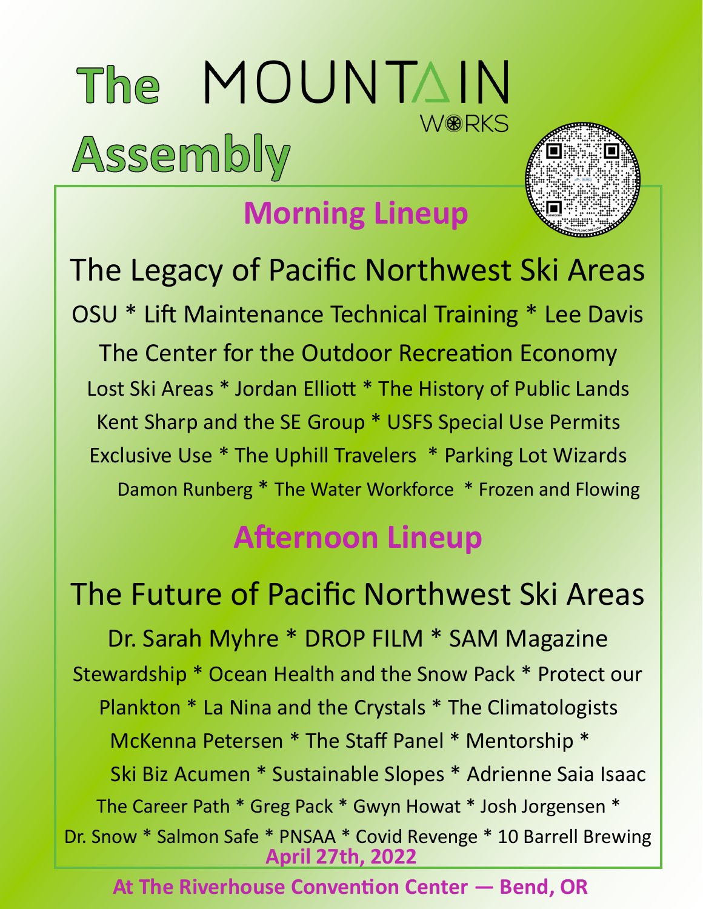# The MOUNTAIN WORKS Assembly

## Morning Lineup

### The Legacy of Pacific Northwest Ski Areas

OSU * Lift Maintenance Technical Training * Lee Davis

The Center for the Outdoor Recreation Economy

Lost Ski Areas * Jordan Elliott * The History of Public Lands

Kent Sharp and the SE Group * USFS Special Use Permits

Exclusive Use * The Uphill Travelers * Parking Lot Wizards

Damon Runberg * The Water Workforce * Frozen and Flowing

## Afternoon Lineup

### The Future of Pacific Northwest Ski Areas

Dr. Sarah Myhre * DROP FILM * SAM Magazine

Stewardship * Ocean Health and the Snow Pack * Protect our Plankton * La Nina and the Crystals * The Climatologists

McKenna Petersen * The Staff Panel * Mentorship *

Ski Biz Acumen * Sustainable Slopes * Adrienne Saia Isaac

The Career Path * Greg Pack * Gwyn Howat * Josh Jorgensen *

Dr. Snow * Salmon Safe * PNSAA * Covid Revenge * 10 Barrell Brewing

**April 27th, 2022**

**At The Riverhouse Convention Center — Bend, OR**